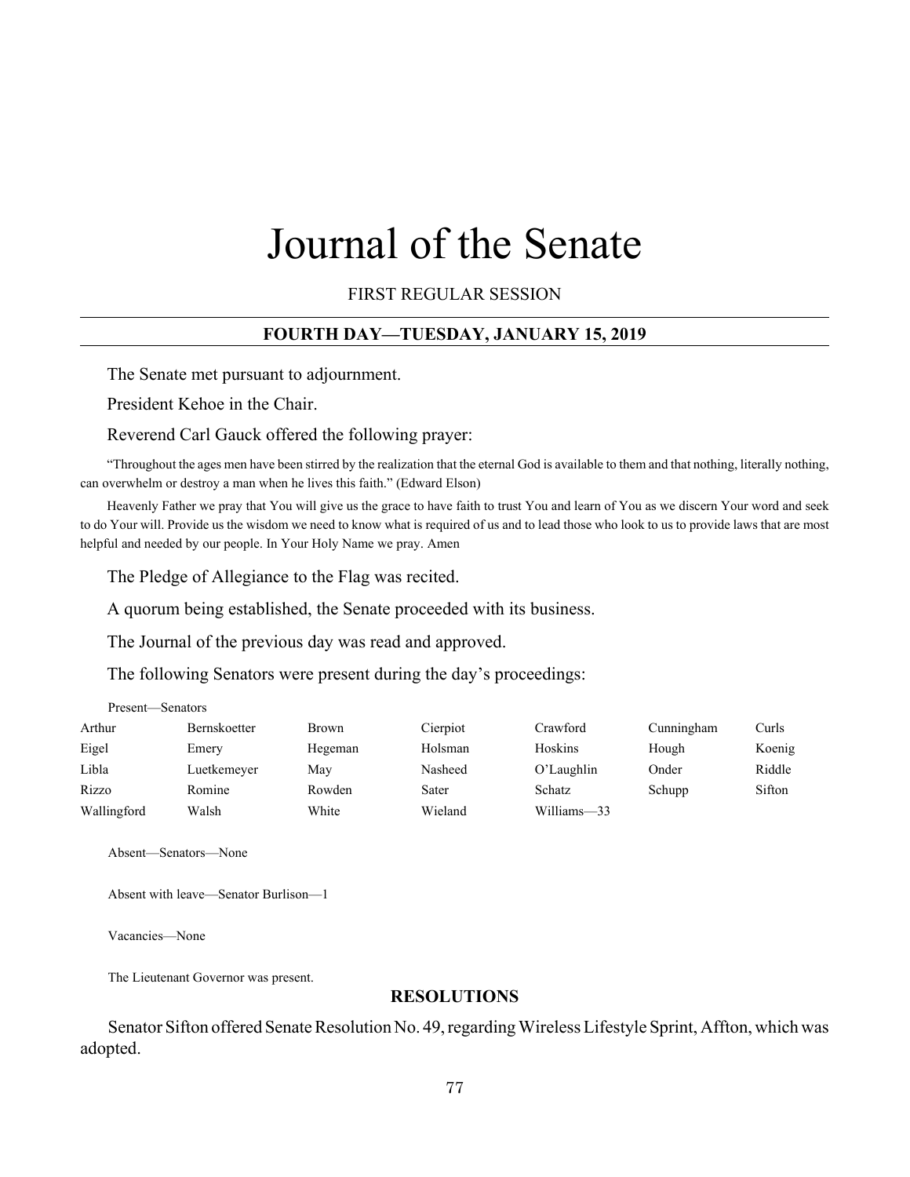# Journal of the Senate

FIRST REGULAR SESSION

## FOURTH DAY—TUESDAY, JANUARY 15, 2019

The Senate met pursuant to adjournment.

President Kehoe in the Chair.

Reverend Carl Gauck offered the following prayer:

"Throughout the ages men have been stirred by the realization that the eternal God is available to them and that nothing, literally nothing, can overwhelm or destroy a man when he lives this faith." (Edward Elson)

Heavenly Father we pray that You will give us the grace to have faith to trust You and learn of You as we discern Your word and seek to do Your will. Provide us the wisdom we need to know what is required of us and to lead those who look to us to provide laws that are most helpful and needed by our people. In Your Holy Name we pray. Amen

The Pledge of Allegiance to the Flag was recited.

A quorum being established, the Senate proceeded with its business.

The Journal of the previous day was read and approved.

The following Senators were present during the day's proceedings:

Present—Senators

| | | | | | | |
|---|---|---|---|---|---|---|
| Arthur | Bernskoetter | Brown | Cierpiot | Crawford | Cunningham | Curls |
| Eigel | Emery | Hegeman | Holsman | Hoskins | Hough | Koenig |
| Libla | Luetkemeyer | May | Nasheed | O'Laughlin | Onder | Riddle |
| Rizzo | Romine | Rowden | Sater | Schatz | Schupp | Sifton |
| Wallingford | Walsh | White | Wieland | Williams—33 | | |

Absent—Senators—None

Absent with leave—Senator Burlison—1

Vacancies—None

The Lieutenant Governor was present.

## RESOLUTIONS

Senator Sifton offered Senate Resolution No. 49, regarding Wireless Lifestyle Sprint, Affton, which was adopted.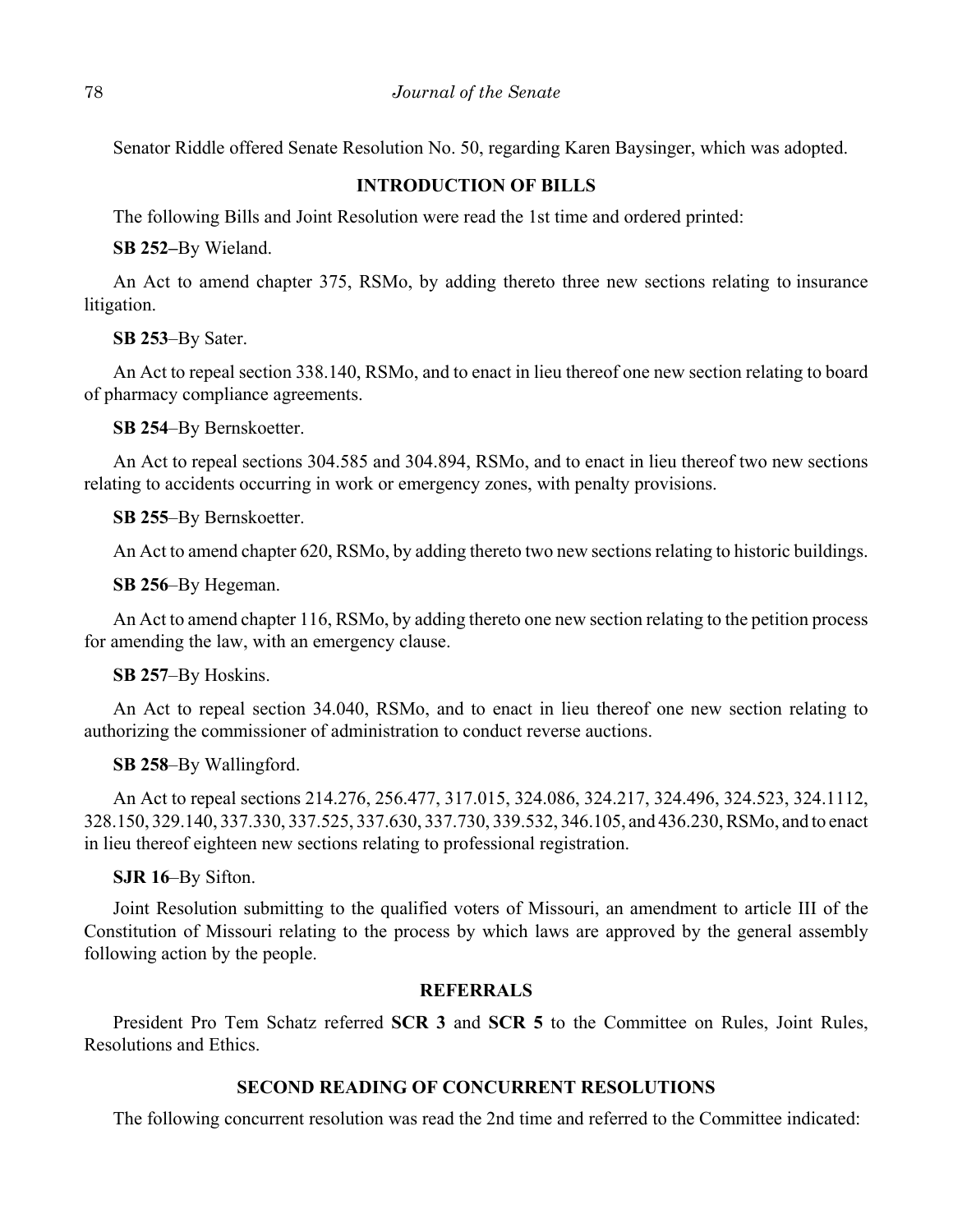Senator Riddle offered Senate Resolution No. 50, regarding Karen Baysinger, which was adopted.

## INTRODUCTION OF BILLS

The following Bills and Joint Resolution were read the 1st time and ordered printed:

**SB 252–**By Wieland.

An Act to amend chapter 375, RSMo, by adding thereto three new sections relating to insurance litigation.

**SB 253**–By Sater.

An Act to repeal section 338.140, RSMo, and to enact in lieu thereof one new section relating to board of pharmacy compliance agreements.

**SB 254**–By Bernskoetter.

An Act to repeal sections 304.585 and 304.894, RSMo, and to enact in lieu thereof two new sections relating to accidents occurring in work or emergency zones, with penalty provisions.

**SB 255**–By Bernskoetter.

An Act to amend chapter 620, RSMo, by adding thereto two new sections relating to historic buildings.

**SB 256**–By Hegeman.

An Act to amend chapter 116, RSMo, by adding thereto one new section relating to the petition process for amending the law, with an emergency clause.

**SB 257**–By Hoskins.

An Act to repeal section 34.040, RSMo, and to enact in lieu thereof one new section relating to authorizing the commissioner of administration to conduct reverse auctions.

**SB 258**–By Wallingford.

An Act to repeal sections 214.276, 256.477, 317.015, 324.086, 324.217, 324.496, 324.523, 324.1112, 328.150, 329.140, 337.330, 337.525, 337.630, 337.730, 339.532, 346.105, and 436.230, RSMo, and to enact in lieu thereof eighteen new sections relating to professional registration.

**SJR 16**–By Sifton.

Joint Resolution submitting to the qualified voters of Missouri, an amendment to article III of the Constitution of Missouri relating to the process by which laws are approved by the general assembly following action by the people.

## REFERRALS

President Pro Tem Schatz referred **SCR 3** and **SCR 5** to the Committee on Rules, Joint Rules, Resolutions and Ethics.

## SECOND READING OF CONCURRENT RESOLUTIONS

The following concurrent resolution was read the 2nd time and referred to the Committee indicated: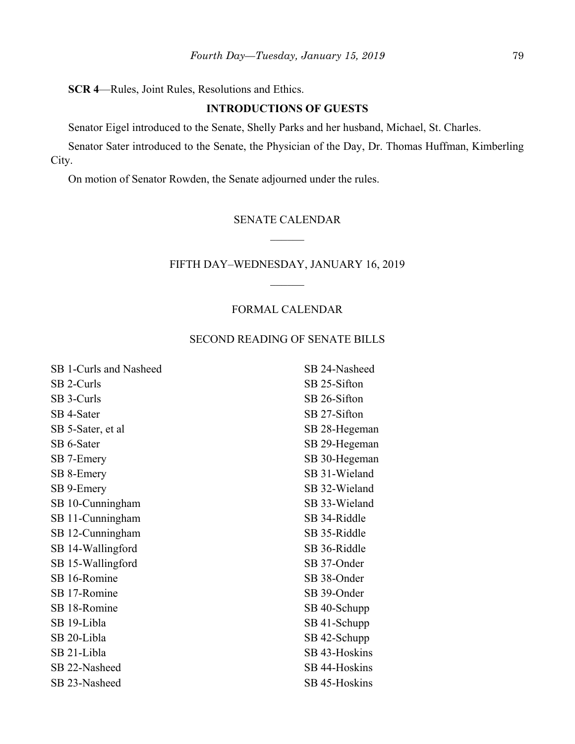**SCR 4**—Rules, Joint Rules, Resolutions and Ethics.

**INTRODUCTIONS OF GUESTS**

Senator Eigel introduced to the Senate, Shelly Parks and her husband, Michael, St. Charles.

Senator Sater introduced to the Senate, the Physician of the Day, Dr. Thomas Huffman, Kimberling City.

On motion of Senator Rowden, the Senate adjourned under the rules.

SENATE CALENDAR

______

FIFTH DAY–WEDNESDAY, JANUARY 16, 2019

______

FORMAL CALENDAR

SECOND READING OF SENATE BILLS

SB 1-Curls and Nasheed
SB 2-Curls
SB 3-Curls
SB 4-Sater
SB 5-Sater, et al
SB 6-Sater
SB 7-Emery
SB 8-Emery
SB 9-Emery
SB 10-Cunningham
SB 11-Cunningham
SB 12-Cunningham
SB 14-Wallingford
SB 15-Wallingford
SB 16-Romine
SB 17-Romine
SB 18-Romine
SB 19-Libla
SB 20-Libla
SB 21-Libla
SB 22-Nasheed
SB 23-Nasheed
SB 24-Nasheed
SB 25-Sifton
SB 26-Sifton
SB 27-Sifton
SB 28-Hegeman
SB 29-Hegeman
SB 30-Hegeman
SB 31-Wieland
SB 32-Wieland
SB 33-Wieland
SB 34-Riddle
SB 35-Riddle
SB 36-Riddle
SB 37-Onder
SB 38-Onder
SB 39-Onder
SB 40-Schupp
SB 41-Schupp
SB 42-Schupp
SB 43-Hoskins
SB 44-Hoskins
SB 45-Hoskins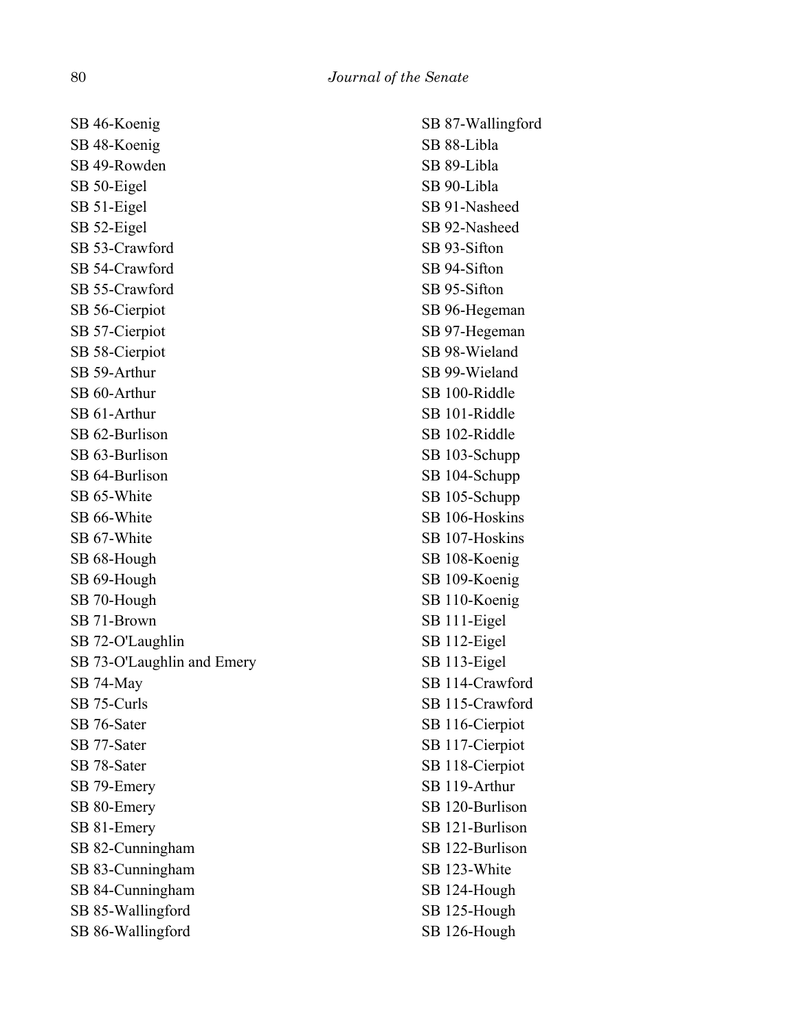SB 46-Koenig
SB 48-Koenig
SB 49-Rowden
SB 50-Eigel
SB 51-Eigel
SB 52-Eigel
SB 53-Crawford
SB 54-Crawford
SB 55-Crawford
SB 56-Cierpiot
SB 57-Cierpiot
SB 58-Cierpiot
SB 59-Arthur
SB 60-Arthur
SB 61-Arthur
SB 62-Burlison
SB 63-Burlison
SB 64-Burlison
SB 65-White
SB 66-White
SB 67-White
SB 68-Hough
SB 69-Hough
SB 70-Hough
SB 71-Brown
SB 72-O'Laughlin
SB 73-O'Laughlin and Emery
SB 74-May
SB 75-Curls
SB 76-Sater
SB 77-Sater
SB 78-Sater
SB 79-Emery
SB 80-Emery
SB 81-Emery
SB 82-Cunningham
SB 83-Cunningham
SB 84-Cunningham
SB 85-Wallingford
SB 86-Wallingford
SB 87-Wallingford
SB 88-Libla
SB 89-Libla
SB 90-Libla
SB 91-Nasheed
SB 92-Nasheed
SB 93-Sifton
SB 94-Sifton
SB 95-Sifton
SB 96-Hegeman
SB 97-Hegeman
SB 98-Wieland
SB 99-Wieland
SB 100-Riddle
SB 101-Riddle
SB 102-Riddle
SB 103-Schupp
SB 104-Schupp
SB 105-Schupp
SB 106-Hoskins
SB 107-Hoskins
SB 108-Koenig
SB 109-Koenig
SB 110-Koenig
SB 111-Eigel
SB 112-Eigel
SB 113-Eigel
SB 114-Crawford
SB 115-Crawford
SB 116-Cierpiot
SB 117-Cierpiot
SB 118-Cierpiot
SB 119-Arthur
SB 120-Burlison
SB 121-Burlison
SB 122-Burlison
SB 123-White
SB 124-Hough
SB 125-Hough
SB 126-Hough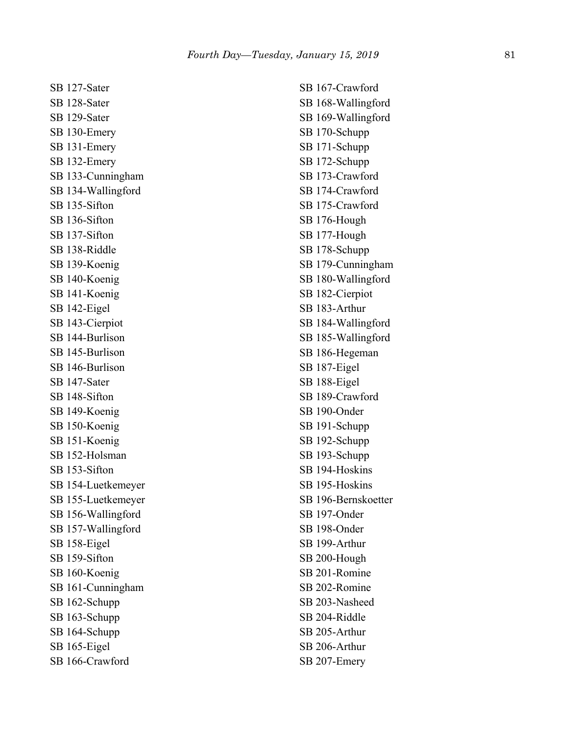SB 127-Sater
SB 128-Sater
SB 129-Sater
SB 130-Emery
SB 131-Emery
SB 132-Emery
SB 133-Cunningham
SB 134-Wallingford
SB 135-Sifton
SB 136-Sifton
SB 137-Sifton
SB 138-Riddle
SB 139-Koenig
SB 140-Koenig
SB 141-Koenig
SB 142-Eigel
SB 143-Cierpiot
SB 144-Burlison
SB 145-Burlison
SB 146-Burlison
SB 147-Sater
SB 148-Sifton
SB 149-Koenig
SB 150-Koenig
SB 151-Koenig
SB 152-Holsman
SB 153-Sifton
SB 154-Luetkemeyer
SB 155-Luetkemeyer
SB 156-Wallingford
SB 157-Wallingford
SB 158-Eigel
SB 159-Sifton
SB 160-Koenig
SB 161-Cunningham
SB 162-Schupp
SB 163-Schupp
SB 164-Schupp
SB 165-Eigel
SB 166-Crawford
SB 167-Crawford
SB 168-Wallingford
SB 169-Wallingford
SB 170-Schupp
SB 171-Schupp
SB 172-Schupp
SB 173-Crawford
SB 174-Crawford
SB 175-Crawford
SB 176-Hough
SB 177-Hough
SB 178-Schupp
SB 179-Cunningham
SB 180-Wallingford
SB 182-Cierpiot
SB 183-Arthur
SB 184-Wallingford
SB 185-Wallingford
SB 186-Hegeman
SB 187-Eigel
SB 188-Eigel
SB 189-Crawford
SB 190-Onder
SB 191-Schupp
SB 192-Schupp
SB 193-Schupp
SB 194-Hoskins
SB 195-Hoskins
SB 196-Bernskoetter
SB 197-Onder
SB 198-Onder
SB 199-Arthur
SB 200-Hough
SB 201-Romine
SB 202-Romine
SB 203-Nasheed
SB 204-Riddle
SB 205-Arthur
SB 206-Arthur
SB 207-Emery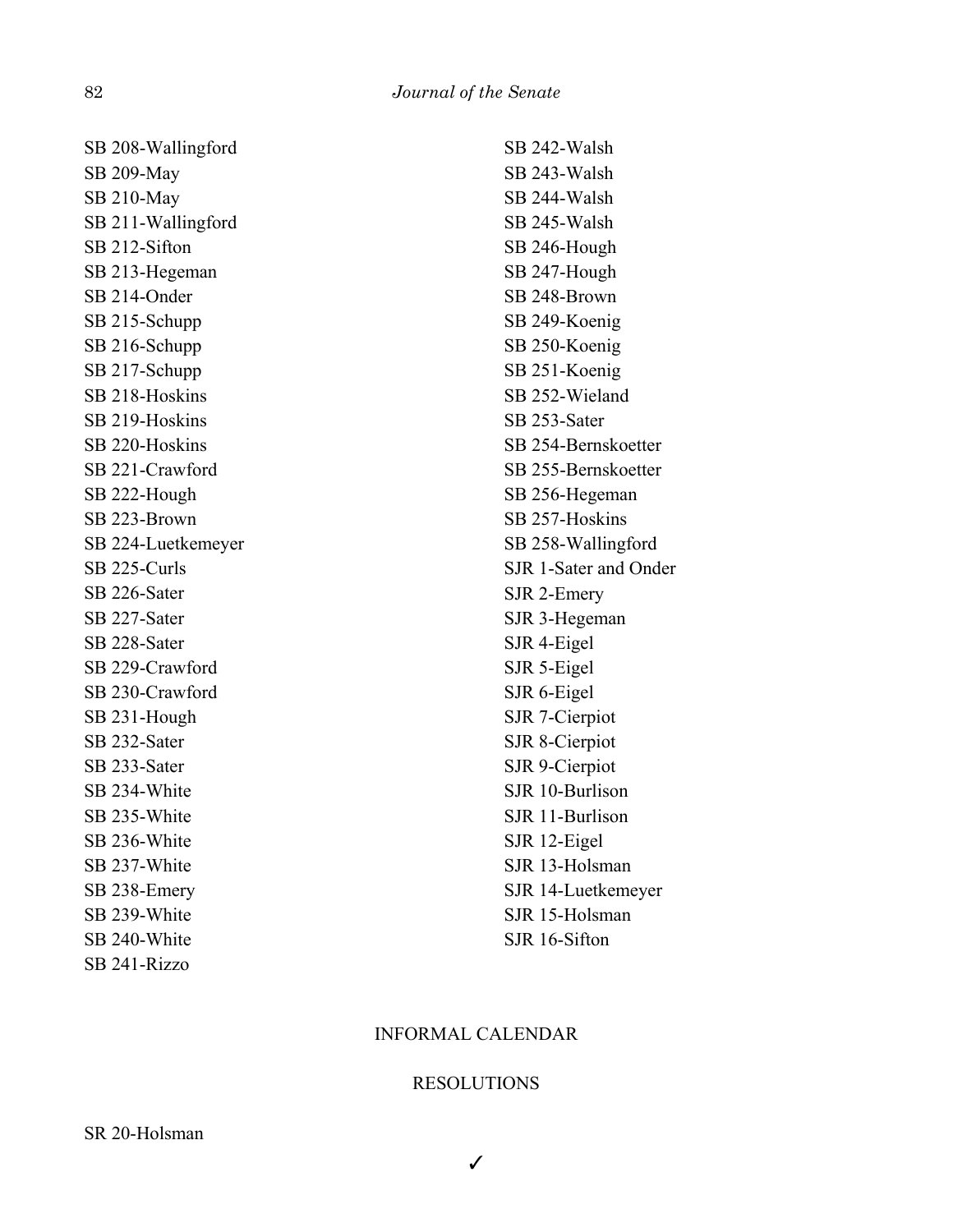SB 208-Wallingford
SB 209-May
SB 210-May
SB 211-Wallingford
SB 212-Sifton
SB 213-Hegeman
SB 214-Onder
SB 215-Schupp
SB 216-Schupp
SB 217-Schupp
SB 218-Hoskins
SB 219-Hoskins
SB 220-Hoskins
SB 221-Crawford
SB 222-Hough
SB 223-Brown
SB 224-Luetkemeyer
SB 225-Curls
SB 226-Sater
SB 227-Sater
SB 228-Sater
SB 229-Crawford
SB 230-Crawford
SB 231-Hough
SB 232-Sater
SB 233-Sater
SB 234-White
SB 235-White
SB 236-White
SB 237-White
SB 238-Emery
SB 239-White
SB 240-White
SB 241-Rizzo
SB 242-Walsh
SB 243-Walsh
SB 244-Walsh
SB 245-Walsh
SB 246-Hough
SB 247-Hough
SB 248-Brown
SB 249-Koenig
SB 250-Koenig
SB 251-Koenig
SB 252-Wieland
SB 253-Sater
SB 254-Bernskoetter
SB 255-Bernskoetter
SB 256-Hegeman
SB 257-Hoskins
SB 258-Wallingford
SJR 1-Sater and Onder
SJR 2-Emery
SJR 3-Hegeman
SJR 4-Eigel
SJR 5-Eigel
SJR 6-Eigel
SJR 7-Cierpiot
SJR 8-Cierpiot
SJR 9-Cierpiot
SJR 10-Burlison
SJR 11-Burlison
SJR 12-Eigel
SJR 13-Holsman
SJR 14-Luetkemeyer
SJR 15-Holsman
SJR 16-Sifton

## INFORMAL CALENDAR

### RESOLUTIONS

SR 20-Holsman

✓